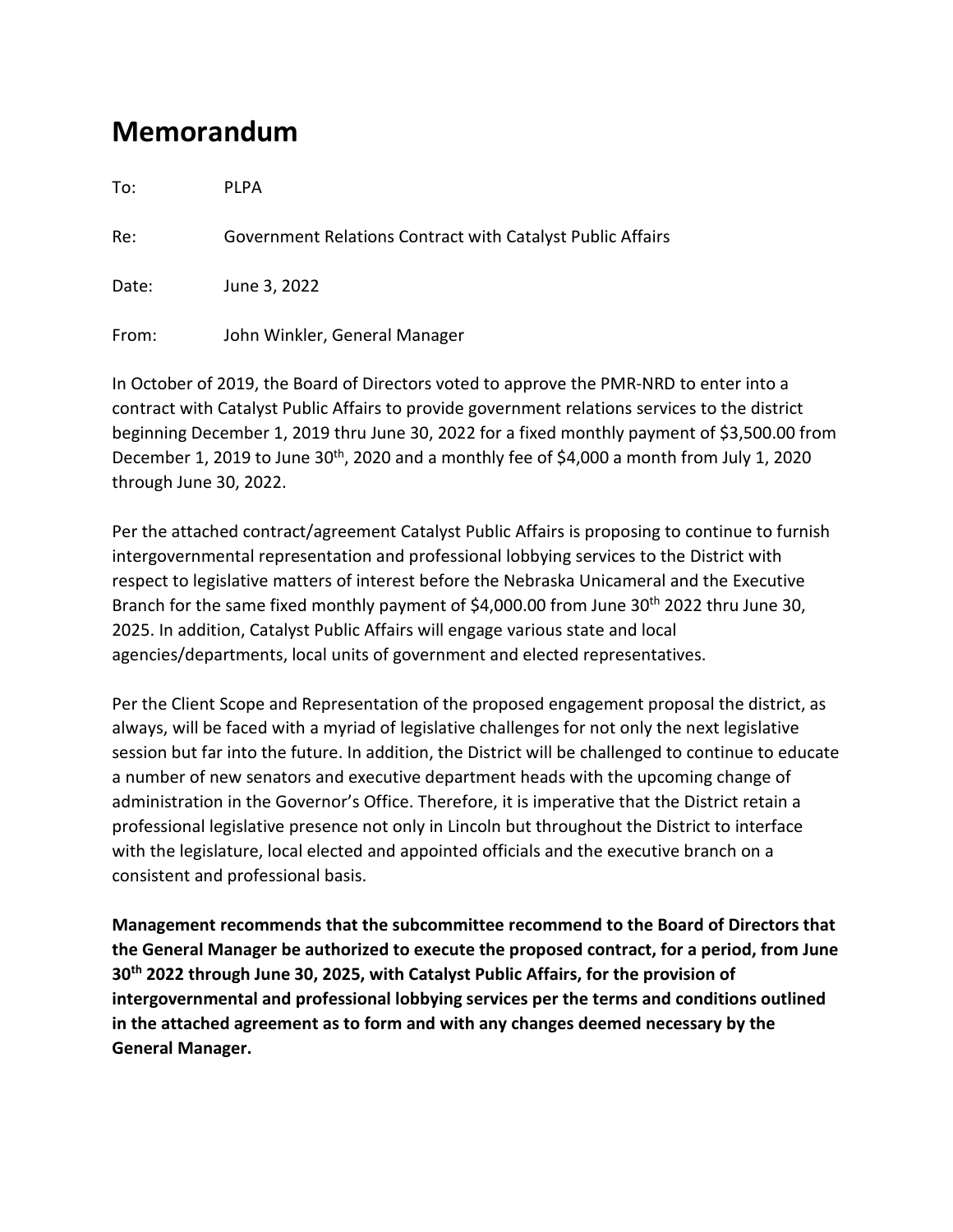# Memorandum

To: PLPA

Re: Government Relations Contract with Catalyst Public Affairs

Date: June 3, 2022

From: John Winkler, General Manager

In October of 2019, the Board of Directors voted to approve the PMR-NRD to enter into a contract with Catalyst Public Affairs to provide government relations services to the district beginning December 1, 2019 thru June 30, 2022 for a fixed monthly payment of $3,500.00 from December 1, 2019 to June 30th, 2020 and a monthly fee of $4,000 a month from July 1, 2020 through June 30, 2022.

Per the attached contract/agreement Catalyst Public Affairs is proposing to continue to furnish intergovernmental representation and professional lobbying services to the District with respect to legislative matters of interest before the Nebraska Unicameral and the Executive Branch for the same fixed monthly payment of $4,000.00 from June 30th 2022 thru June 30, 2025. In addition, Catalyst Public Affairs will engage various state and local agencies/departments, local units of government and elected representatives.

Per the Client Scope and Representation of the proposed engagement proposal the district, as always, will be faced with a myriad of legislative challenges for not only the next legislative session but far into the future. In addition, the District will be challenged to continue to educate a number of new senators and executive department heads with the upcoming change of administration in the Governor's Office. Therefore, it is imperative that the District retain a professional legislative presence not only in Lincoln but throughout the District to interface with the legislature, local elected and appointed officials and the executive branch on a consistent and professional basis.

**Management recommends that the subcommittee recommend to the Board of Directors that the General Manager be authorized to execute the proposed contract, for a period, from June 30th 2022 through June 30, 2025, with Catalyst Public Affairs, for the provision of intergovernmental and professional lobbying services per the terms and conditions outlined in the attached agreement as to form and with any changes deemed necessary by the General Manager.**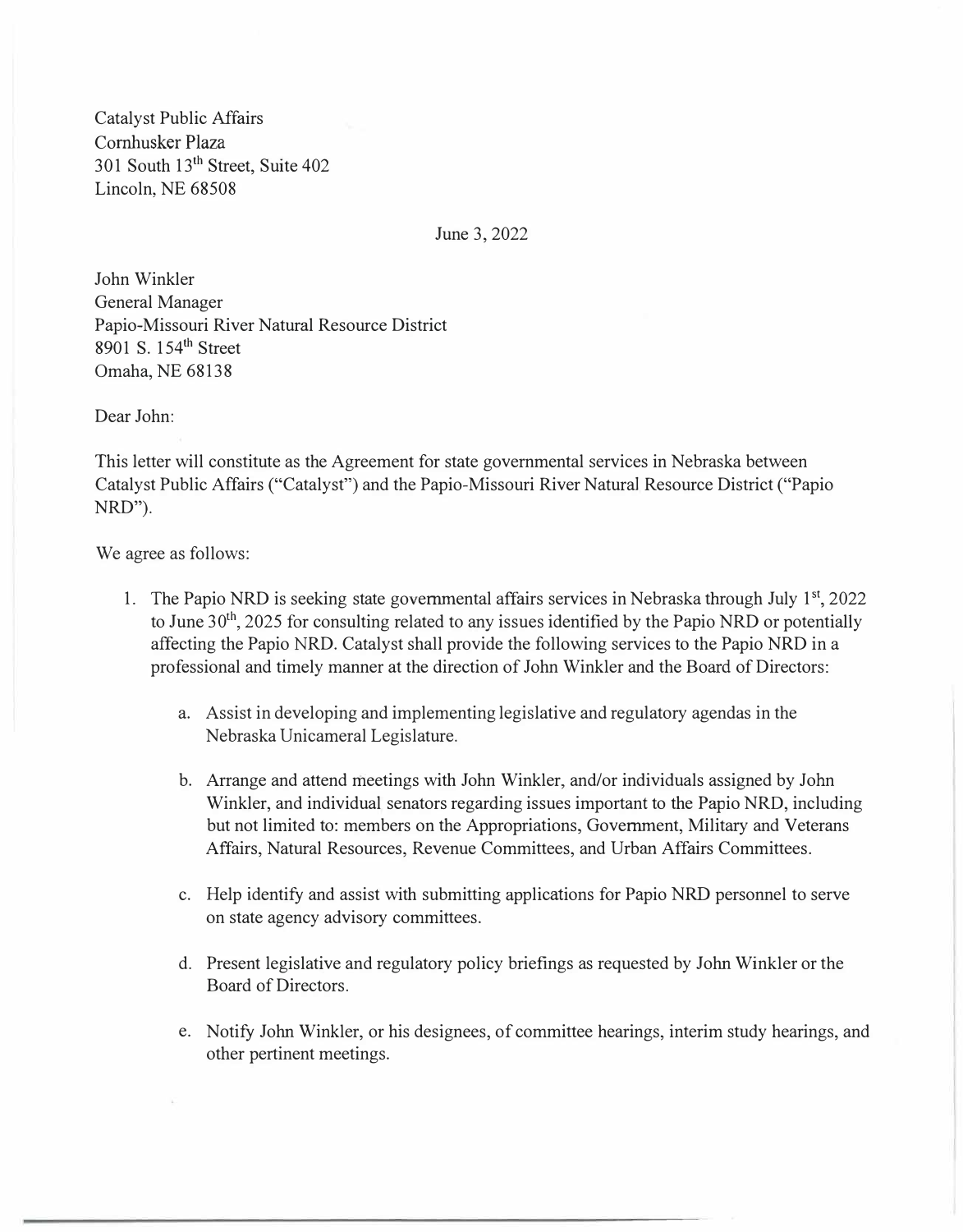Catalyst Public Affairs
Cornhusker Plaza
301 South 13th Street, Suite 402
Lincoln, NE 68508

June 3, 2022

John Winkler
General Manager
Papio-Missouri River Natural Resource District
8901 S. 154th Street
Omaha, NE 68138

Dear John:

This letter will constitute as the Agreement for state governmental services in Nebraska between Catalyst Public Affairs ("Catalyst") and the Papio-Missouri River Natural Resource District ("Papio NRD").

We agree as follows:

1. The Papio NRD is seeking state governmental affairs services in Nebraska through July 1st, 2022 to June 30th, 2025 for consulting related to any issues identified by the Papio NRD or potentially affecting the Papio NRD. Catalyst shall provide the following services to the Papio NRD in a professional and timely manner at the direction of John Winkler and the Board of Directors:

    a. Assist in developing and implementing legislative and regulatory agendas in the Nebraska Unicameral Legislature.

    b. Arrange and attend meetings with John Winkler, and/or individuals assigned by John Winkler, and individual senators regarding issues important to the Papio NRD, including but not limited to: members on the Appropriations, Government, Military and Veterans Affairs, Natural Resources, Revenue Committees, and Urban Affairs Committees.

    c. Help identify and assist with submitting applications for Papio NRD personnel to serve on state agency advisory committees.

    d. Present legislative and regulatory policy briefings as requested by John Winkler or the Board of Directors.

    e. Notify John Winkler, or his designees, of committee hearings, interim study hearings, and other pertinent meetings.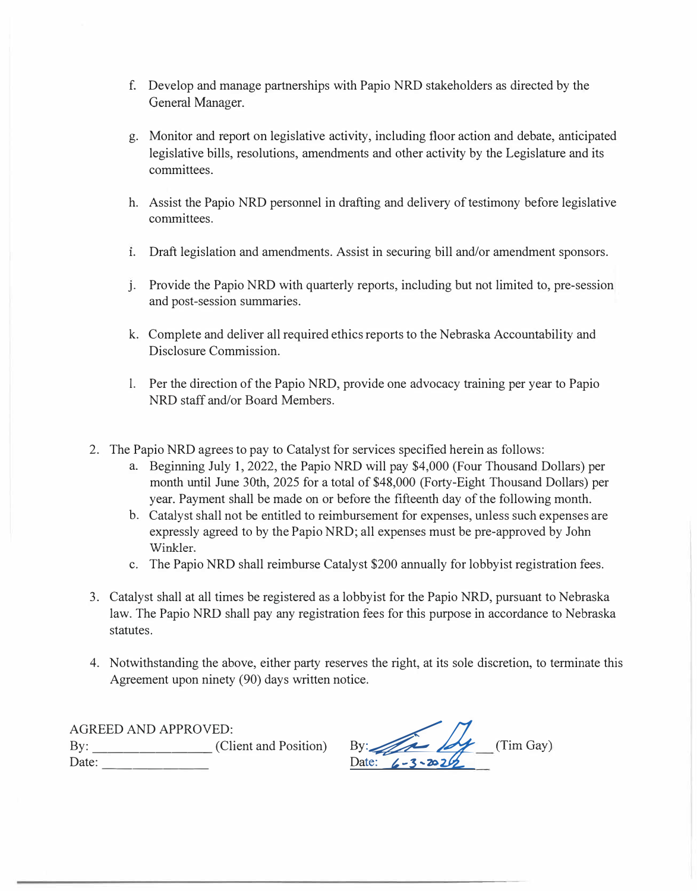f. Develop and manage partnerships with Papio NRD stakeholders as directed by the General Manager.

g. Monitor and report on legislative activity, including floor action and debate, anticipated legislative bills, resolutions, amendments and other activity by the Legislature and its committees.

h. Assist the Papio NRD personnel in drafting and delivery of testimony before legislative committees.

i. Draft legislation and amendments. Assist in securing bill and/or amendment sponsors.

j. Provide the Papio NRD with quarterly reports, including but not limited to, pre-session and post-session summaries.

k. Complete and deliver all required ethics reports to the Nebraska Accountability and Disclosure Commission.

l. Per the direction of the Papio NRD, provide one advocacy training per year to Papio NRD staff and/or Board Members.

2. The Papio NRD agrees to pay to Catalyst for services specified herein as follows:
   a. Beginning July 1, 2022, the Papio NRD will pay $4,000 (Four Thousand Dollars) per month until June 30th, 2025 for a total of $48,000 (Forty-Eight Thousand Dollars) per year. Payment shall be made on or before the fifteenth day of the following month.
   b. Catalyst shall not be entitled to reimbursement for expenses, unless such expenses are expressly agreed to by the Papio NRD; all expenses must be pre-approved by John Winkler.
   c. The Papio NRD shall reimburse Catalyst $200 annually for lobbyist registration fees.

3. Catalyst shall at all times be registered as a lobbyist for the Papio NRD, pursuant to Nebraska law. The Papio NRD shall pay any registration fees for this purpose in accordance to Nebraska statutes.

4. Notwithstanding the above, either party reserves the right, at its sole discretion, to terminate this Agreement upon ninety (90) days written notice.

AGREED AND APPROVED:

By: ________________ (Client and Position)
Date: ______________

By: [signature] (Tim Gay)
Date: 6-3-2022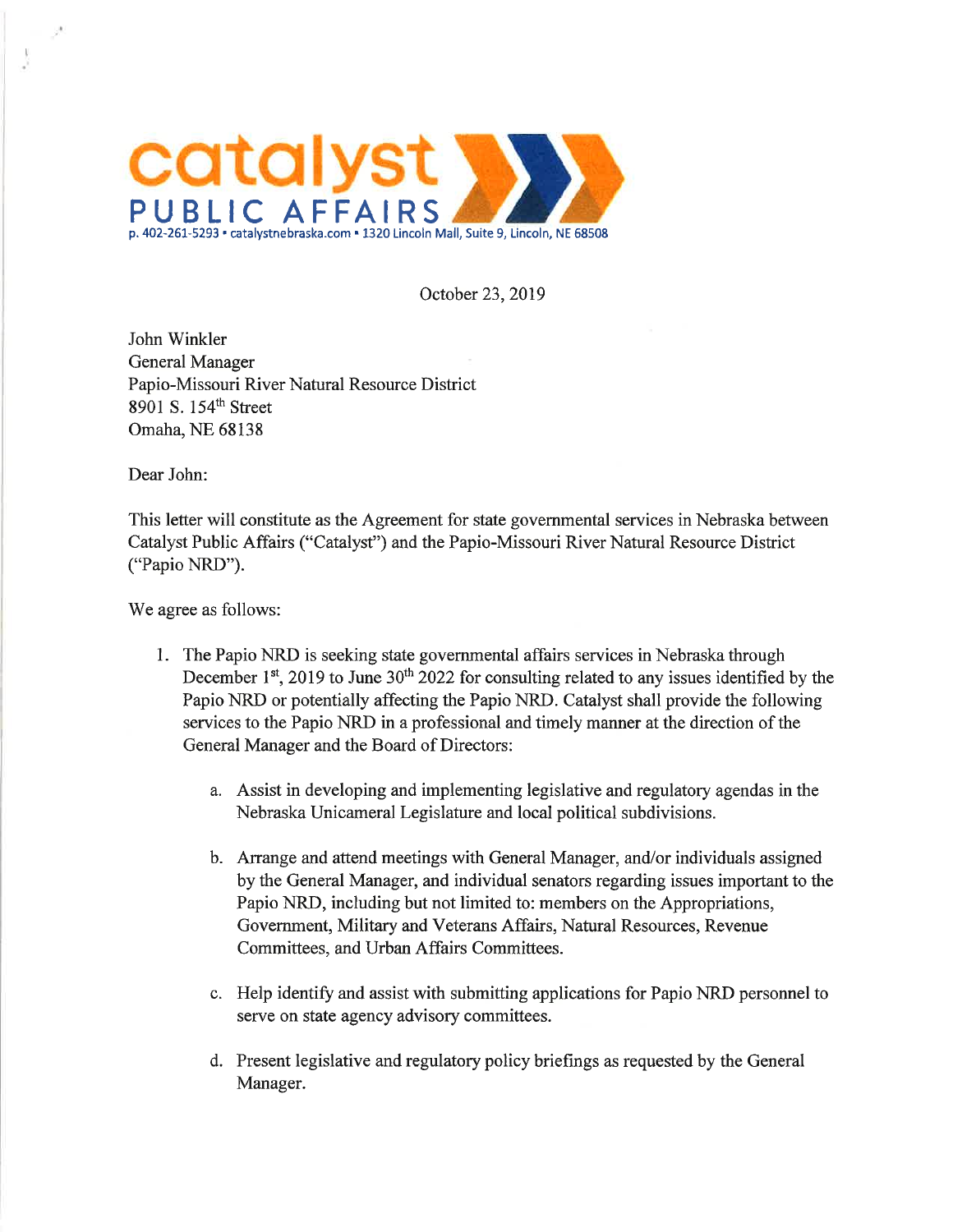catalyst
PUBLIC AFFAIRS
p. 402-261-5293 • catalystnebraska.com • 1320 Lincoln Mall, Suite 9, Lincoln, NE 68508

October 23, 2019

John Winkler
General Manager
Papio-Missouri River Natural Resource District
8901 S. 154th Street
Omaha, NE 68138

Dear John:

This letter will constitute as the Agreement for state governmental services in Nebraska between Catalyst Public Affairs ("Catalyst") and the Papio-Missouri River Natural Resource District ("Papio NRD").

We agree as follows:

1. The Papio NRD is seeking state governmental affairs services in Nebraska through December 1st, 2019 to June 30th 2022 for consulting related to any issues identified by the Papio NRD or potentially affecting the Papio NRD. Catalyst shall provide the following services to the Papio NRD in a professional and timely manner at the direction of the General Manager and the Board of Directors:

    a. Assist in developing and implementing legislative and regulatory agendas in the Nebraska Unicameral Legislature and local political subdivisions.

    b. Arrange and attend meetings with General Manager, and/or individuals assigned by the General Manager, and individual senators regarding issues important to the Papio NRD, including but not limited to: members on the Appropriations, Government, Military and Veterans Affairs, Natural Resources, Revenue Committees, and Urban Affairs Committees.

    c. Help identify and assist with submitting applications for Papio NRD personnel to serve on state agency advisory committees.

    d. Present legislative and regulatory policy briefings as requested by the General Manager.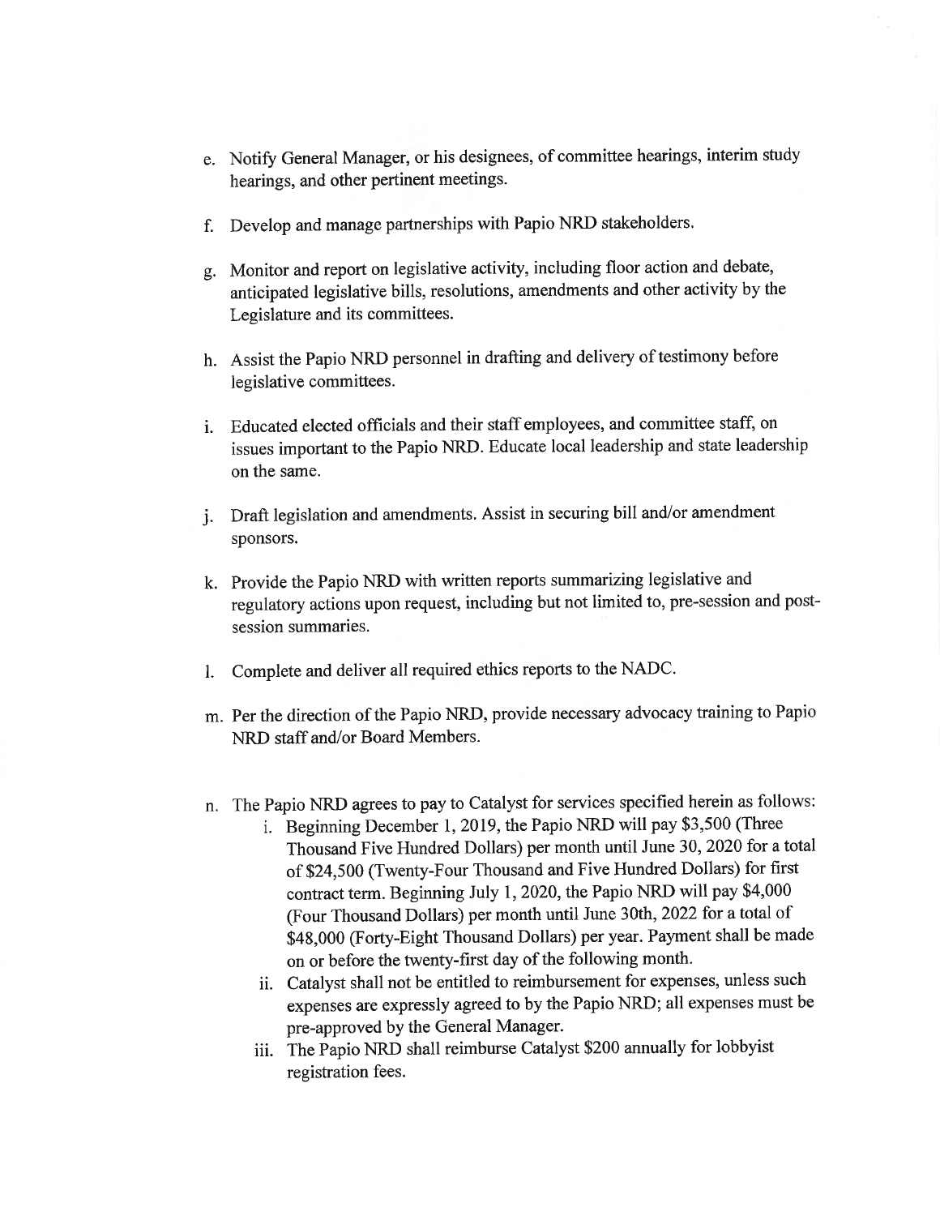e. Notify General Manager, or his designees, of committee hearings, interim study hearings, and other pertinent meetings.

f. Develop and manage partnerships with Papio NRD stakeholders.

g. Monitor and report on legislative activity, including floor action and debate, anticipated legislative bills, resolutions, amendments and other activity by the Legislature and its committees.

h. Assist the Papio NRD personnel in drafting and delivery of testimony before legislative committees.

i. Educated elected officials and their staff employees, and committee staff, on issues important to the Papio NRD. Educate local leadership and state leadership on the same.

j. Draft legislation and amendments. Assist in securing bill and/or amendment sponsors.

k. Provide the Papio NRD with written reports summarizing legislative and regulatory actions upon request, including but not limited to, pre-session and post-session summaries.

l. Complete and deliver all required ethics reports to the NADC.

m. Per the direction of the Papio NRD, provide necessary advocacy training to Papio NRD staff and/or Board Members.

n. The Papio NRD agrees to pay to Catalyst for services specified herein as follows:
    i. Beginning December 1, 2019, the Papio NRD will pay $3,500 (Three Thousand Five Hundred Dollars) per month until June 30, 2020 for a total of $24,500 (Twenty-Four Thousand and Five Hundred Dollars) for first contract term. Beginning July 1, 2020, the Papio NRD will pay $4,000 (Four Thousand Dollars) per month until June 30th, 2022 for a total of $48,000 (Forty-Eight Thousand Dollars) per year. Payment shall be made on or before the twenty-first day of the following month.
    ii. Catalyst shall not be entitled to reimbursement for expenses, unless such expenses are expressly agreed to by the Papio NRD; all expenses must be pre-approved by the General Manager.
    iii. The Papio NRD shall reimburse Catalyst $200 annually for lobbyist registration fees.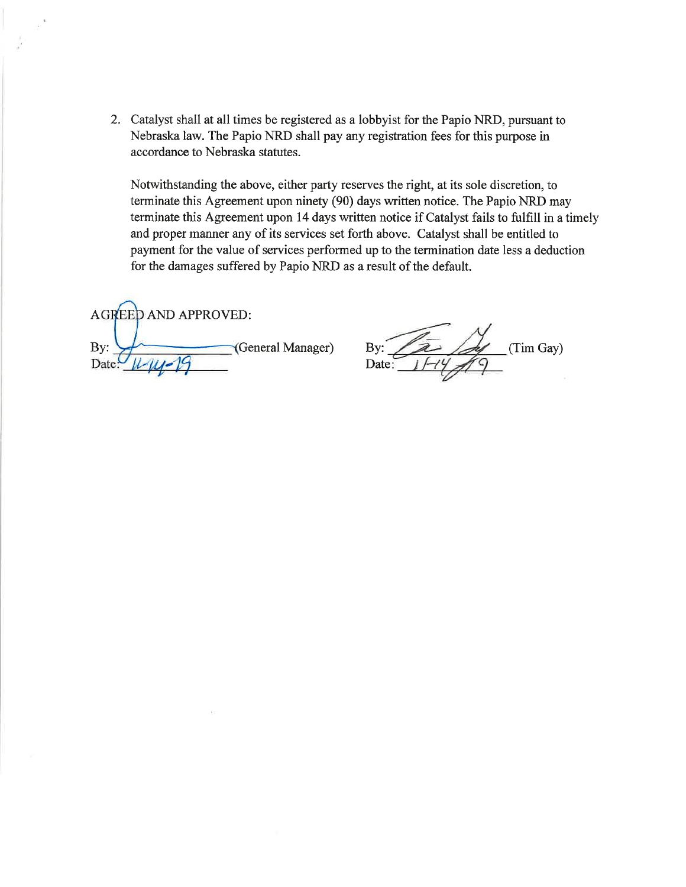2. Catalyst shall at all times be registered as a lobbyist for the Papio NRD, pursuant to Nebraska law. The Papio NRD shall pay any registration fees for this purpose in accordance to Nebraska statutes.

   Notwithstanding the above, either party reserves the right, at its sole discretion, to terminate this Agreement upon ninety (90) days written notice. The Papio NRD may terminate this Agreement upon 14 days written notice if Catalyst fails to fulfill in a timely and proper manner any of its services set forth above. Catalyst shall be entitled to payment for the value of services performed up to the termination date less a deduction for the damages suffered by Papio NRD as a result of the default.

AGREED AND APPROVED:

By: ____________________ (General Manager)
Date: 11-14-19

By: ____________________ (Tim Gay)
Date: 11-14-19